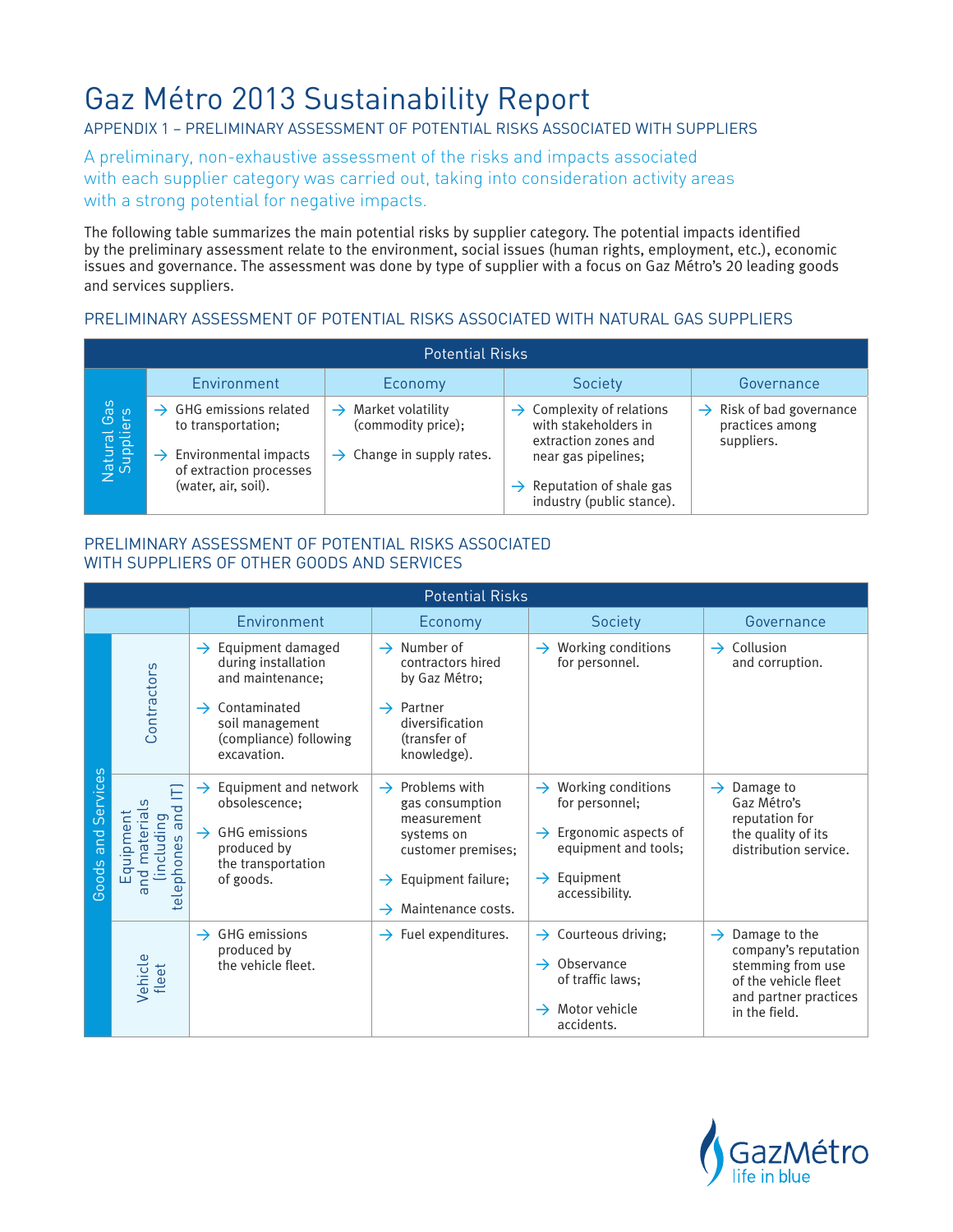# Gaz Métro 2013 Sustainability Report

APPENDIX 1 – PRELIMINARY ASSESSMENT OF POTENTIAL RISKS ASSOCIATED WITH SUPPLIERS

A preliminary, non-exhaustive assessment of the risks and impacts associated with each supplier category was carried out, taking into consideration activity areas with a strong potential for negative impacts.

The following table summarizes the main potential risks by supplier category. The potential impacts identified by the preliminary assessment relate to the environment, social issues (human rights, employment, etc.), economic issues and governance. The assessment was done by type of supplier with a focus on Gaz Métro's 20 leading goods and services suppliers.

## PRELIMINARY ASSESSMENT OF POTENTIAL RISKS ASSOCIATED WITH NATURAL GAS SUPPLIERS

| | Potential Risks | | | |
|---|---|---|---|---|
| | Environment | Economy | Society | Governance |
| Natural Gas Suppliers | → GHG emissions related to transportation;<br>→ Environmental impacts of extraction processes (water, air, soil). | → Market volatility (commodity price);<br>→ Change in supply rates. | → Complexity of relations with stakeholders in extraction zones and near gas pipelines;<br>→ Reputation of shale gas industry (public stance). | → Risk of bad governance practices among suppliers. |

## PRELIMINARY ASSESSMENT OF POTENTIAL RISKS ASSOCIATED WITH SUPPLIERS OF OTHER GOODS AND SERVICES

| | | Potential Risks | | | |
|---|---|---|---|---|---|
| | | Environment | Economy | Society | Governance |
| Goods and Services | Contractors | → Equipment damaged during installation and maintenance;<br>→ Contaminated soil management (compliance) following excavation. | → Number of contractors hired by Gaz Métro;<br>→ Partner diversification (transfer of knowledge). | → Working conditions for personnel. | → Collusion and corruption. |
| | Equipment and materials (including telephones and IT) | → Equipment and network obsolescence;<br>→ GHG emissions produced by the transportation of goods. | → Problems with gas consumption measurement systems on customer premises;<br>→ Equipment failure;<br>→ Maintenance costs. | → Working conditions for personnel;<br>→ Ergonomic aspects of equipment and tools;<br>→ Equipment accessibility. | → Damage to Gaz Métro's reputation for the quality of its distribution service. |
| | Vehicle fleet | → GHG emissions produced by the vehicle fleet. | → Fuel expenditures. | → Courteous driving;<br>→ Observance of traffic laws;<br>→ Motor vehicle accidents. | → Damage to the company's reputation stemming from use of the vehicle fleet and partner practices in the field. |

GazMétro
life in blue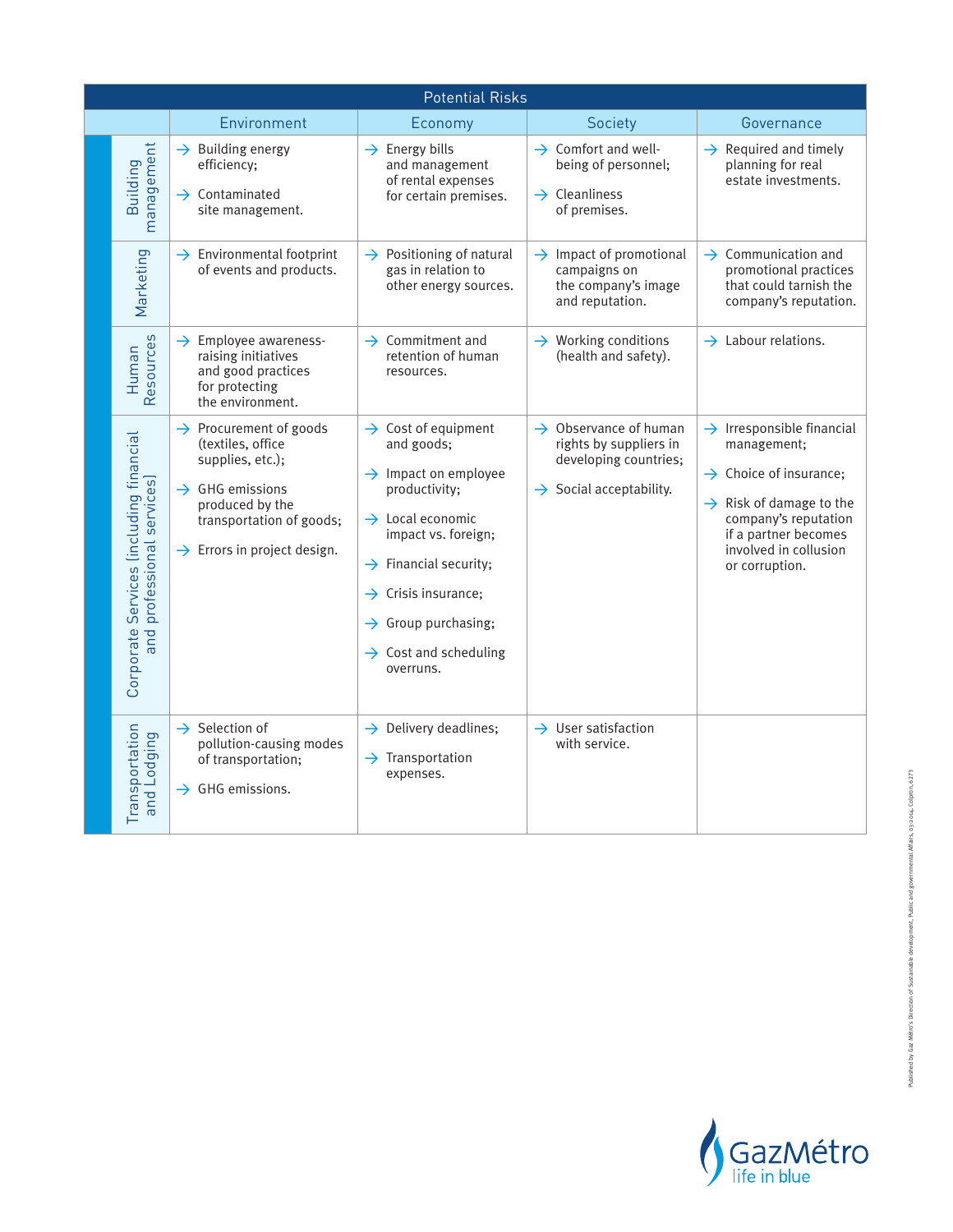| Potential Risks | | | | |
|---|---|---|---|---|
| | Environment | Economy | Society | Governance |
| Building management | → Building energy efficiency;<br>→ Contaminated site management. | → Energy bills and management of rental expenses for certain premises. | → Comfort and well-being of personnel;<br>→ Cleanliness of premises. | → Required and timely planning for real estate investments. |
| Marketing | → Environmental footprint of events and products. | → Positioning of natural gas in relation to other energy sources. | → Impact of promotional campaigns on the company's image and reputation. | → Communication and promotional practices that could tarnish the company's reputation. |
| Human Resources | → Employee awareness-raising initiatives and good practices for protecting the environment. | → Commitment and retention of human resources. | → Working conditions (health and safety). | → Labour relations. |
| Corporate Services (including financial and professional services) | → Procurement of goods (textiles, office supplies, etc.);<br>→ GHG emissions produced by the transportation of goods;<br>→ Errors in project design. | → Cost of equipment and goods;<br>→ Impact on employee productivity;<br>→ Local economic impact vs. foreign;<br>→ Financial security;<br>→ Crisis insurance;<br>→ Group purchasing;<br>→ Cost and scheduling overruns. | → Observance of human rights by suppliers in developing countries;<br>→ Social acceptability. | → Irresponsible financial management;<br>→ Choice of insurance;<br>→ Risk of damage to the company's reputation if a partner becomes involved in collusion or corruption. |
| Transportation and Lodging | → Selection of pollution-causing modes of transportation;<br>→ GHG emissions. | → Delivery deadlines;<br>→ Transportation expenses. | → User satisfaction with service. | |

Published by Gaz Métro's Direction of Sustainable development, Public and governmental Affairs, 03-2014, Colpron, 6273

GazMétro
life in blue